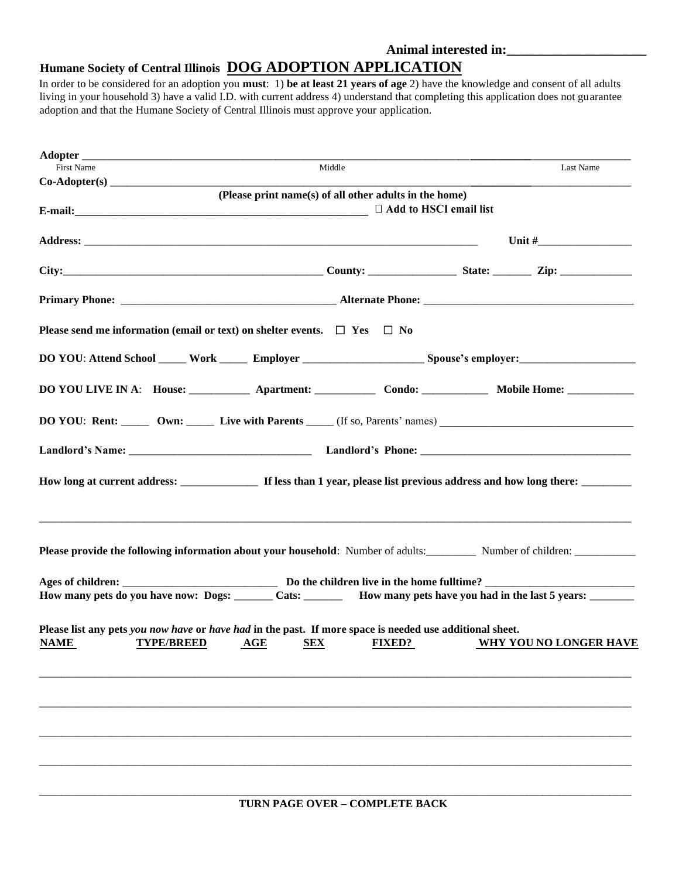**Animal interested in:____________________**

# Humane Society of Central Illinois DOG ADOPTION APPLICATION

In order to be considered for an adoption you **must**: 1) **be at least 21 years of age** 2) have the knowledge and consent of all adults living in your household 3) have a valid I.D. with current address 4) understand that completing this application does not guarantee adoption and that the Humane Society of Central Illinois must approve your application.

**Adopter** ______________________________________________________________________________
First Name Middle Last Name

**Co-Adopter(s)** _________________________________________________________________________
**(Please print name(s) of all other adults in the home)**

**E-mail:**_______________________________________________ ☐ **Add to HSCI email list**

**Address:** _____________________________________________________ **Unit #**_______________

**City:**________________________________ **County:** ______________ **State:** _______ **Zip:** ____________

**Primary Phone:** ___________________________________ **Alternate Phone:** ___________________________________

**Please send me information (email or text) on shelter events.** ☐ **Yes** ☐ **No**

**DO YOU**: **Attend School** _____ **Work** _____ **Employer** _____________________ **Spouse's employer:**_____________________

**DO YOU LIVE IN A**: **House:** ___________ **Apartment:** ___________ **Condo:** ___________ **Mobile Home:** ___________

**DO YOU**: **Rent:** _____ **Own:** _____ **Live with Parents** _____ (If so, Parents' names) _________________________________

**Landlord's Name:** _______________________________ **Landlord's Phone:** _____________________________________

**How long at current address:** ______________ **If less than 1 year, please list previous address and how long there:** ________

_____________________________________________________________________________________________

**Please provide the following information about your household**: Number of adults:_________ Number of children: ___________

**Ages of children:** ___________________________ **Do the children live in the home fulltime?** __________________________

**How many pets do you have now: Dogs:** _______ **Cats:** _______ **How many pets have you had in the last 5 years:** ________

**Please list any pets *you now have* or *have had* in the past. If more space is needed use additional sheet.**

| NAME | TYPE/BREED | AGE | SEX | FIXED? | WHY YOU NO LONGER HAVE |
|---|---|---|---|---|---|
| | | | | | |
| | | | | | |
| | | | | | |
| | | | | | |
| | | | | | |

**TURN PAGE OVER – COMPLETE BACK**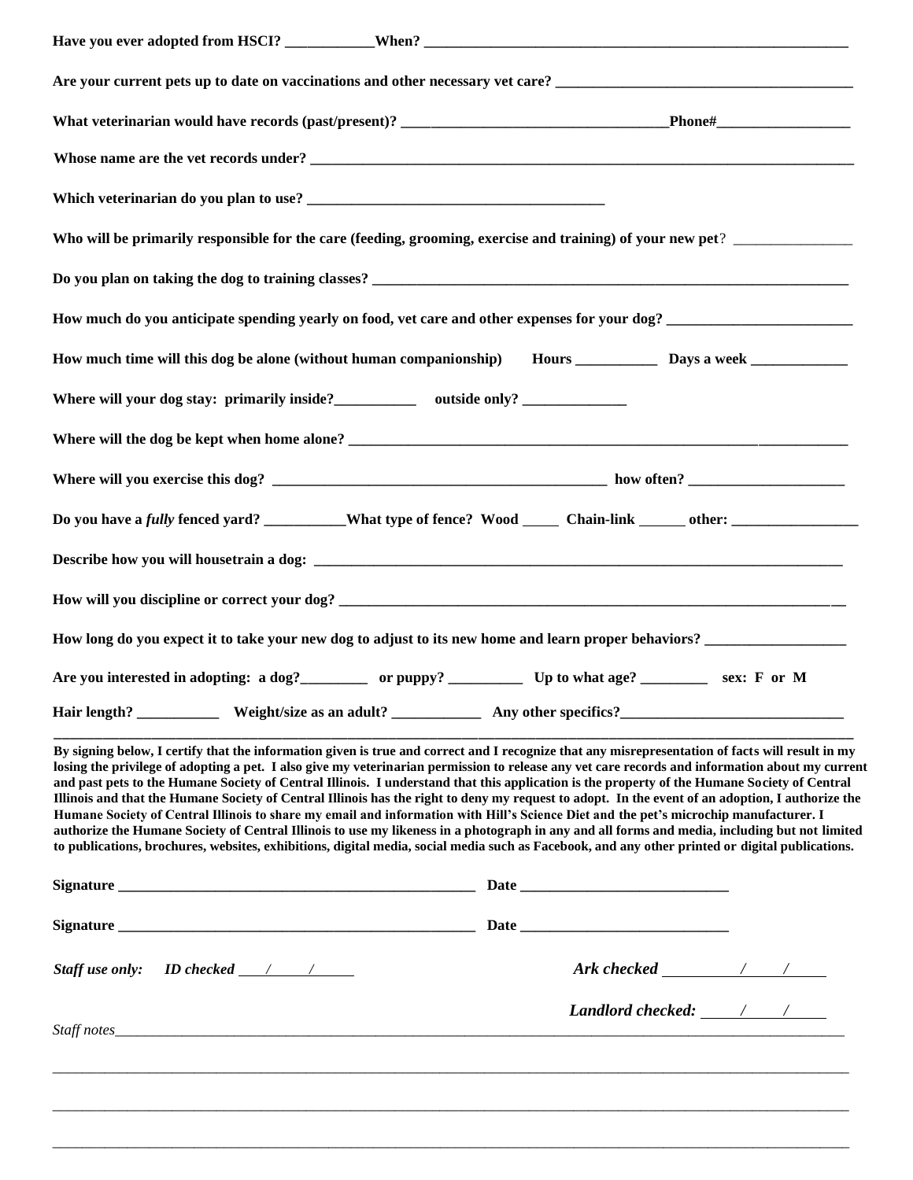**Have you ever adopted from HSCI? ____________When? ____________________________________________________________**

**Are your current pets up to date on vaccinations and other necessary vet care? ________________________________________**

**What veterinarian would have records (past/present)? ____________________________________Phone#__________________**

**Whose name are the vet records under? ____________________________________________________________________________**

**Which veterinarian do you plan to use? ________________________________________**

**Who will be primarily responsible for the care (feeding, grooming, exercise and training) of your new pet**? _______________

**Do you plan on taking the dog to training classes? ___________________________________________________________________**

**How much do you anticipate spending yearly on food, vet care and other expenses for your dog? _________________________**

**How much time will this dog be alone (without human companionship) Hours ___________ Days a week _____________**

**Where will your dog stay: primarily inside?___________ outside only? ______________**

**Where will the dog be kept when home alone? _________________________________________________________________________**

**Where will you exercise this dog? ______________________________________________ how often? _____________________**

**Do you have a *fully* fenced yard? ___________What type of fence? Wood _____ Chain-link ______ other: _________________**

**Describe how you will housetrain a dog: ___________________________________________________________________________**

**How will you discipline or correct your dog? ________________________________________________________________________**

**How long do you expect it to take your new dog to adjust to its new home and learn proper behaviors? ___________________**

**Are you interested in adopting: a dog?_________ or puppy? __________ Up to what age? _________ sex: F or M**

**Hair length? ___________ Weight/size as an adult? ____________ Any other specifics?______________________________**

**By signing below, I certify that the information given is true and correct and I recognize that any misrepresentation of facts will result in my losing the privilege of adopting a pet. I also give my veterinarian permission to release any vet care records and information about my current and past pets to the Humane Society of Central Illinois. I understand that this application is the property of the Humane Society of Central Illinois and that the Humane Society of Central Illinois has the right to deny my request to adopt. In the event of an adoption, I authorize the Humane Society of Central Illinois to share my email and information with Hill's Science Diet and the pet's microchip manufacturer. I authorize the Humane Society of Central Illinois to use my likeness in a photograph in any and all forms and media, including but not limited to publications, brochures, websites, exhibitions, digital media, social media such as Facebook, and any other printed or digital publications.**

**Signature _______________________________________________ Date ____________________________**

**Signature _______________________________________________ Date ____________________________**

***Staff use only: ID checked ___/___/___*** ***Ark checked ___/___/___***

***Landlord checked: ___/___/___***

*Staff notes*______________________________________________________________________________________________

_______________________________________________________________________________________________________

_______________________________________________________________________________________________________

_______________________________________________________________________________________________________